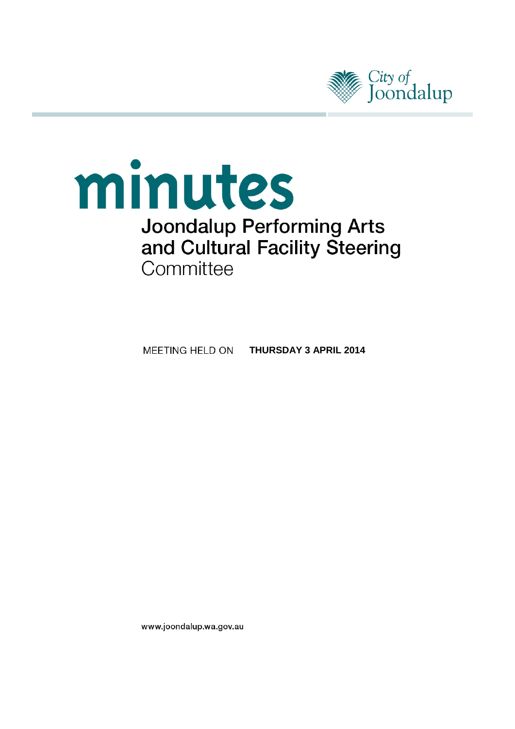City of Joondalup

# minutes

## Joondalup Performing Arts and Cultural Facility Steering Committee

MEETING HELD ON **THURSDAY 3 APRIL 2014**

www.joondalup.wa.gov.au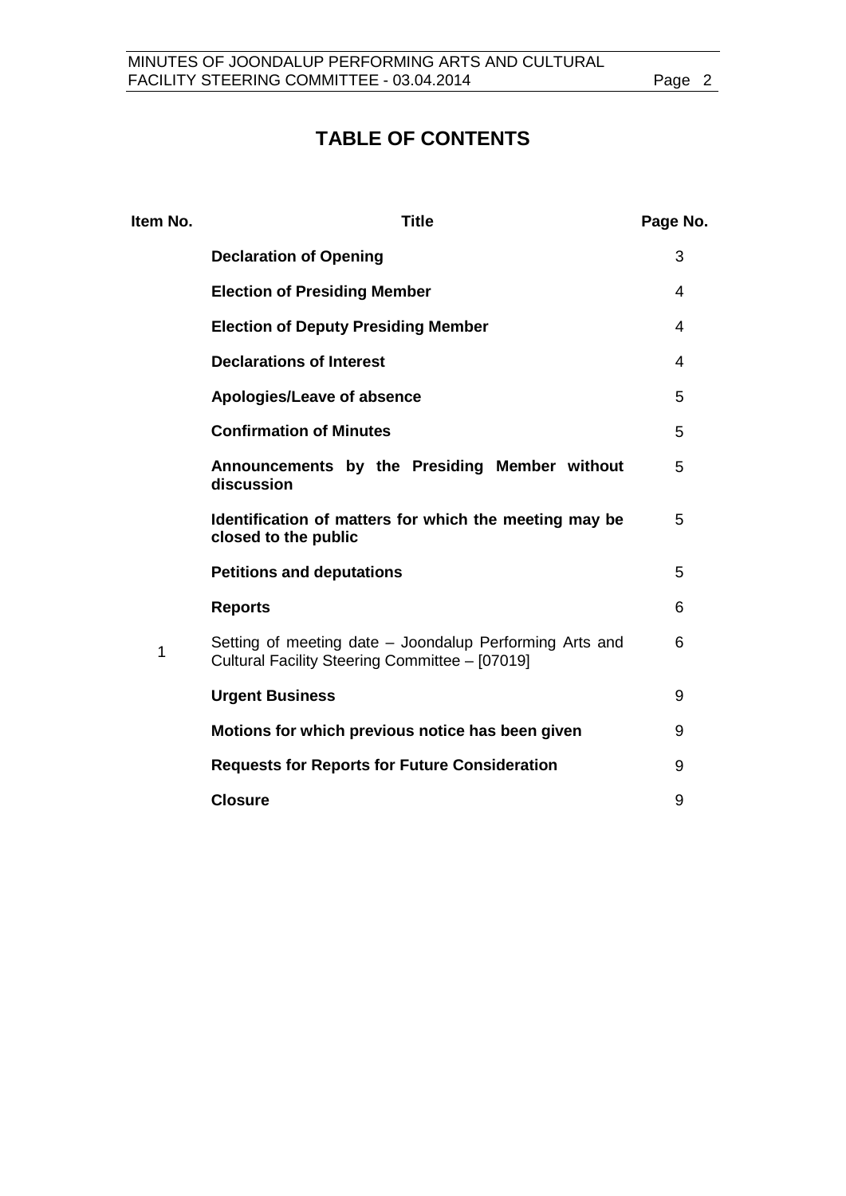# TABLE OF CONTENTS

| Item No. | Title | Page No. |
|---|---|---|
| | **Declaration of Opening** | 3 |
| | **Election of Presiding Member** | 4 |
| | **Election of Deputy Presiding Member** | 4 |
| | **Declarations of Interest** | 4 |
| | **Apologies/Leave of absence** | 5 |
| | **Confirmation of Minutes** | 5 |
| | **Announcements by the Presiding Member without discussion** | 5 |
| | **Identification of matters for which the meeting may be closed to the public** | 5 |
| | **Petitions and deputations** | 5 |
| | **Reports** | 6 |
| 1 | Setting of meeting date – Joondalup Performing Arts and Cultural Facility Steering Committee – [07019] | 6 |
| | **Urgent Business** | 9 |
| | **Motions for which previous notice has been given** | 9 |
| | **Requests for Reports for Future Consideration** | 9 |
| | **Closure** | 9 |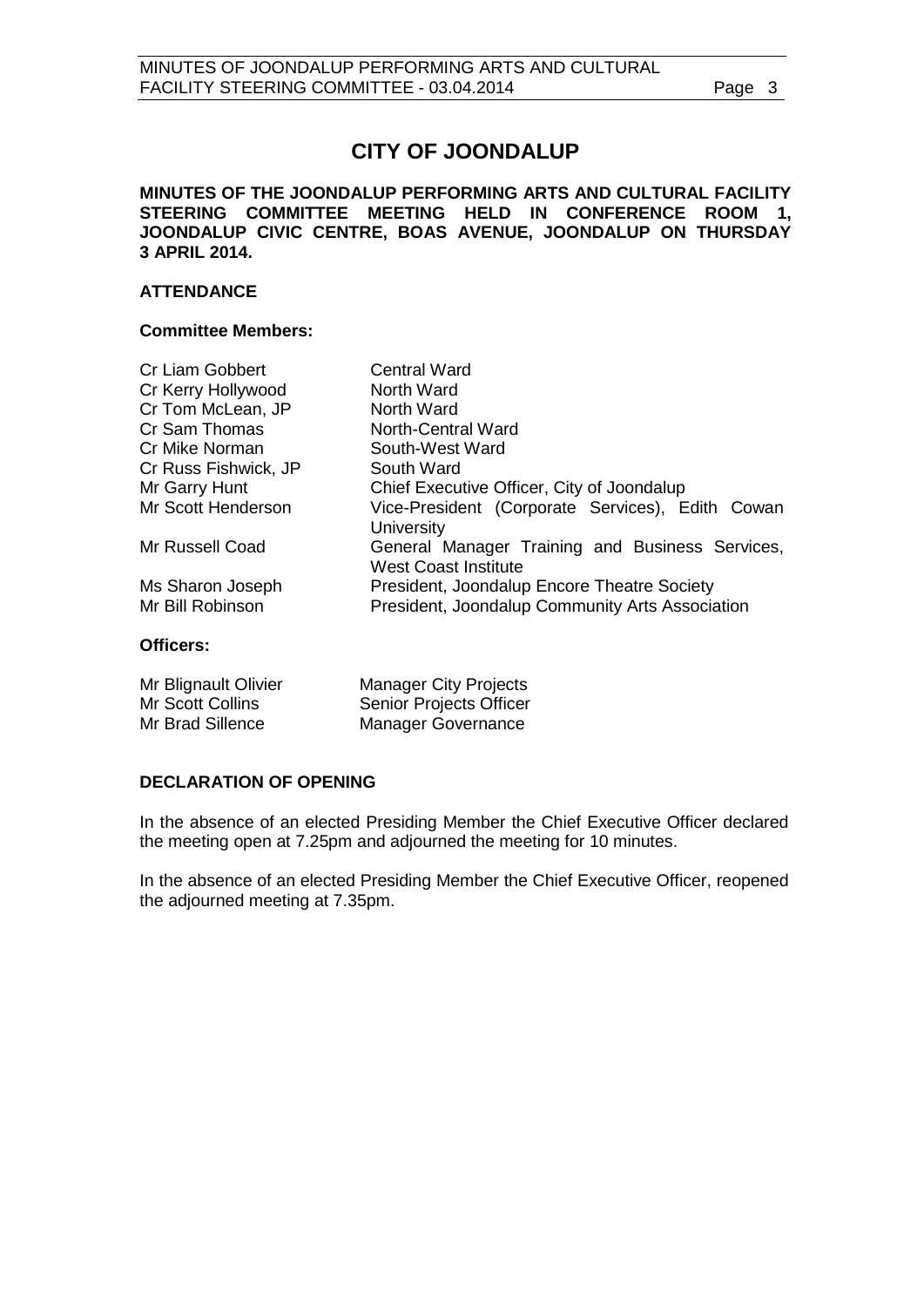# CITY OF JOONDALUP

**MINUTES OF THE JOONDALUP PERFORMING ARTS AND CULTURAL FACILITY STEERING COMMITTEE MEETING HELD IN CONFERENCE ROOM 1, JOONDALUP CIVIC CENTRE, BOAS AVENUE, JOONDALUP ON THURSDAY 3 APRIL 2014.**

## ATTENDANCE

### Committee Members:

| | |
|---|---|
| Cr Liam Gobbert | Central Ward |
| Cr Kerry Hollywood | North Ward |
| Cr Tom McLean, JP | North Ward |
| Cr Sam Thomas | North-Central Ward |
| Cr Mike Norman | South-West Ward |
| Cr Russ Fishwick, JP | South Ward |
| Mr Garry Hunt | Chief Executive Officer, City of Joondalup |
| Mr Scott Henderson | Vice-President (Corporate Services), Edith Cowan University |
| Mr Russell Coad | General Manager Training and Business Services, West Coast Institute |
| Ms Sharon Joseph | President, Joondalup Encore Theatre Society |
| Mr Bill Robinson | President, Joondalup Community Arts Association |

### Officers:

| | |
|---|---|
| Mr Blignault Olivier | Manager City Projects |
| Mr Scott Collins | Senior Projects Officer |
| Mr Brad Sillence | Manager Governance |

## DECLARATION OF OPENING

In the absence of an elected Presiding Member the Chief Executive Officer declared the meeting open at 7.25pm and adjourned the meeting for 10 minutes.

In the absence of an elected Presiding Member the Chief Executive Officer, reopened the adjourned meeting at 7.35pm.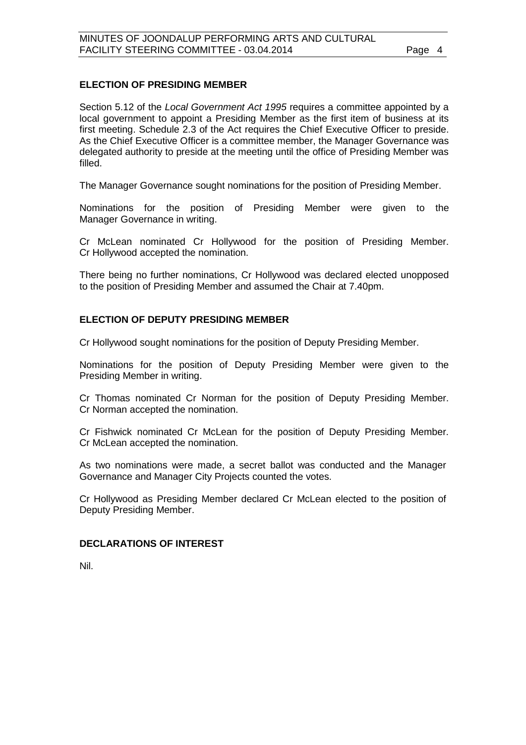## ELECTION OF PRESIDING MEMBER

Section 5.12 of the *Local Government Act 1995* requires a committee appointed by a local government to appoint a Presiding Member as the first item of business at its first meeting. Schedule 2.3 of the Act requires the Chief Executive Officer to preside. As the Chief Executive Officer is a committee member, the Manager Governance was delegated authority to preside at the meeting until the office of Presiding Member was filled.

The Manager Governance sought nominations for the position of Presiding Member.

Nominations for the position of Presiding Member were given to the Manager Governance in writing.

Cr McLean nominated Cr Hollywood for the position of Presiding Member. Cr Hollywood accepted the nomination.

There being no further nominations, Cr Hollywood was declared elected unopposed to the position of Presiding Member and assumed the Chair at 7.40pm.

## ELECTION OF DEPUTY PRESIDING MEMBER

Cr Hollywood sought nominations for the position of Deputy Presiding Member.

Nominations for the position of Deputy Presiding Member were given to the Presiding Member in writing.

Cr Thomas nominated Cr Norman for the position of Deputy Presiding Member. Cr Norman accepted the nomination.

Cr Fishwick nominated Cr McLean for the position of Deputy Presiding Member. Cr McLean accepted the nomination.

As two nominations were made, a secret ballot was conducted and the Manager Governance and Manager City Projects counted the votes.

Cr Hollywood as Presiding Member declared Cr McLean elected to the position of Deputy Presiding Member.

## DECLARATIONS OF INTEREST

Nil.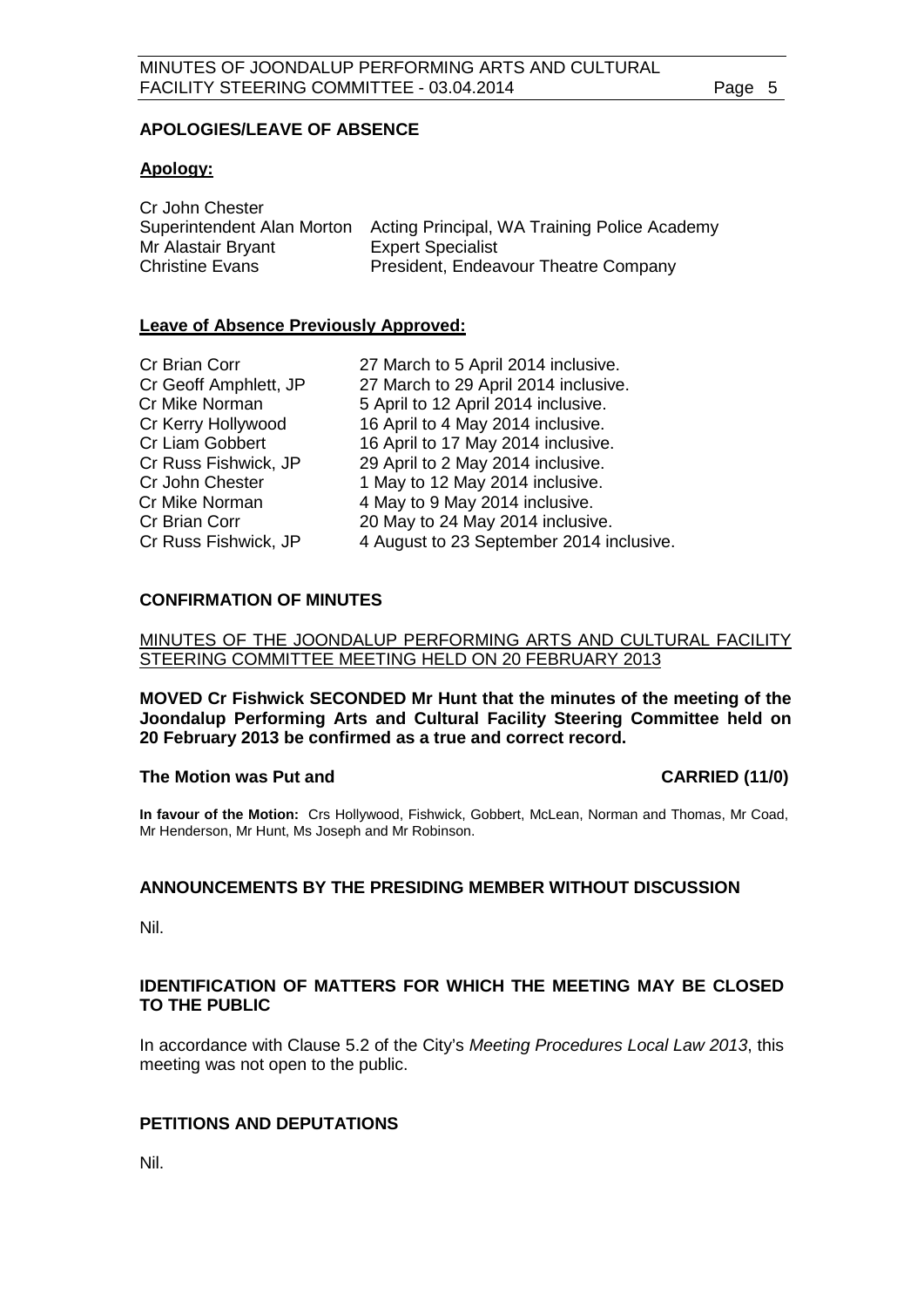## APOLOGIES/LEAVE OF ABSENCE

### Apology:

| | |
|---|---|
| Cr John Chester | |
| Superintendent Alan Morton | Acting Principal, WA Training Police Academy |
| Mr Alastair Bryant | Expert Specialist |
| Christine Evans | President, Endeavour Theatre Company |

### Leave of Absence Previously Approved:

| | |
|---|---|
| Cr Brian Corr | 27 March to 5 April 2014 inclusive. |
| Cr Geoff Amphlett, JP | 27 March to 29 April 2014 inclusive. |
| Cr Mike Norman | 5 April to 12 April 2014 inclusive. |
| Cr Kerry Hollywood | 16 April to 4 May 2014 inclusive. |
| Cr Liam Gobbert | 16 April to 17 May 2014 inclusive. |
| Cr Russ Fishwick, JP | 29 April to 2 May 2014 inclusive. |
| Cr John Chester | 1 May to 12 May 2014 inclusive. |
| Cr Mike Norman | 4 May to 9 May 2014 inclusive. |
| Cr Brian Corr | 20 May to 24 May 2014 inclusive. |
| Cr Russ Fishwick, JP | 4 August to 23 September 2014 inclusive. |

## CONFIRMATION OF MINUTES

MINUTES OF THE JOONDALUP PERFORMING ARTS AND CULTURAL FACILITY STEERING COMMITTEE MEETING HELD ON 20 FEBRUARY 2013

**MOVED Cr Fishwick SECONDED Mr Hunt that the minutes of the meeting of the Joondalup Performing Arts and Cultural Facility Steering Committee held on 20 February 2013 be confirmed as a true and correct record.**

**The Motion was Put and CARRIED (11/0)**

**In favour of the Motion:** Crs Hollywood, Fishwick, Gobbert, McLean, Norman and Thomas, Mr Coad, Mr Henderson, Mr Hunt, Ms Joseph and Mr Robinson.

## ANNOUNCEMENTS BY THE PRESIDING MEMBER WITHOUT DISCUSSION

Nil.

## IDENTIFICATION OF MATTERS FOR WHICH THE MEETING MAY BE CLOSED TO THE PUBLIC

In accordance with Clause 5.2 of the City's *Meeting Procedures Local Law 2013*, this meeting was not open to the public.

## PETITIONS AND DEPUTATIONS

Nil.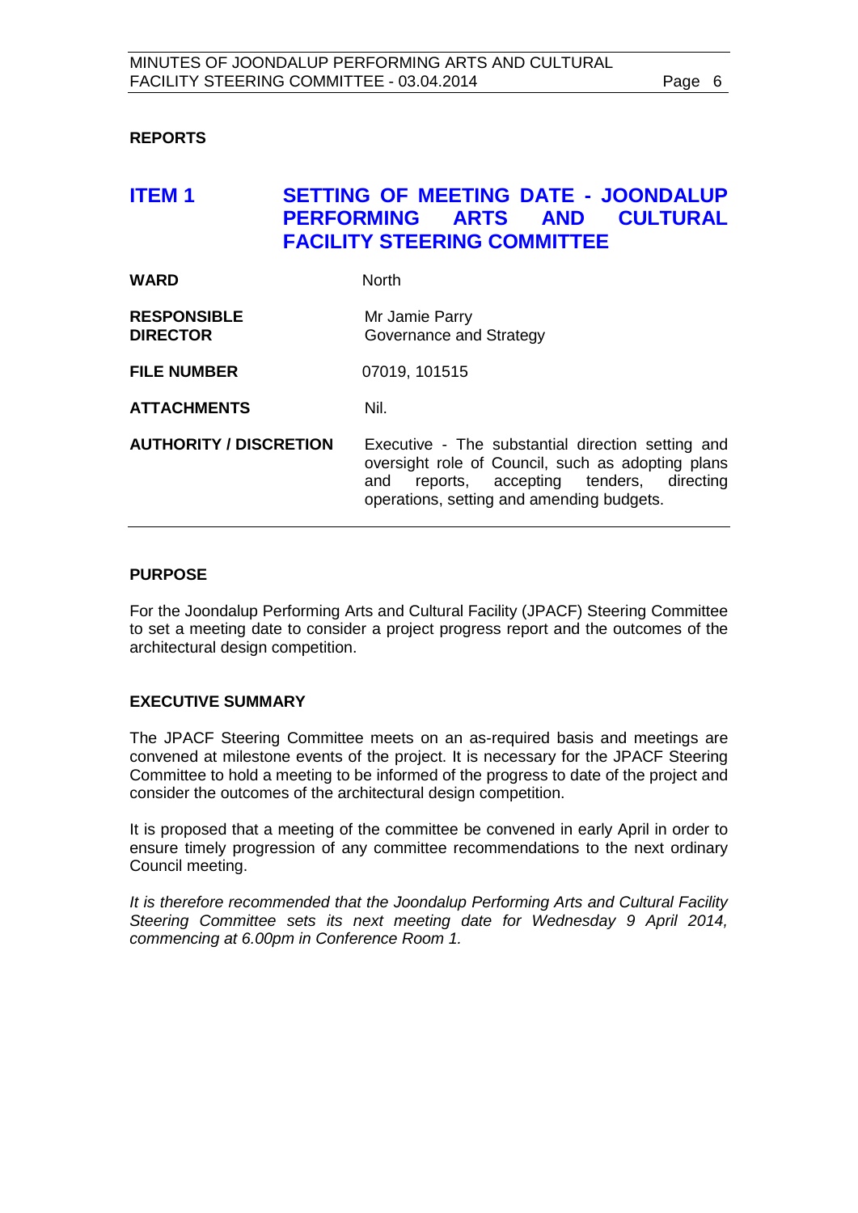**REPORTS**

## ITEM 1 SETTING OF MEETING DATE - JOONDALUP PERFORMING ARTS AND CULTURAL FACILITY STEERING COMMITTEE

| | |
|---|---|
| **WARD** | North |
| **RESPONSIBLE DIRECTOR** | Mr Jamie Parry<br>Governance and Strategy |
| **FILE NUMBER** | 07019, 101515 |
| **ATTACHMENTS** | Nil. |
| **AUTHORITY / DISCRETION** | Executive - The substantial direction setting and oversight role of Council, such as adopting plans and reports, accepting tenders, directing operations, setting and amending budgets. |

**PURPOSE**

For the Joondalup Performing Arts and Cultural Facility (JPACF) Steering Committee to set a meeting date to consider a project progress report and the outcomes of the architectural design competition.

**EXECUTIVE SUMMARY**

The JPACF Steering Committee meets on an as-required basis and meetings are convened at milestone events of the project. It is necessary for the JPACF Steering Committee to hold a meeting to be informed of the progress to date of the project and consider the outcomes of the architectural design competition.

It is proposed that a meeting of the committee be convened in early April in order to ensure timely progression of any committee recommendations to the next ordinary Council meeting.

*It is therefore recommended that the Joondalup Performing Arts and Cultural Facility Steering Committee sets its next meeting date for Wednesday 9 April 2014, commencing at 6.00pm in Conference Room 1.*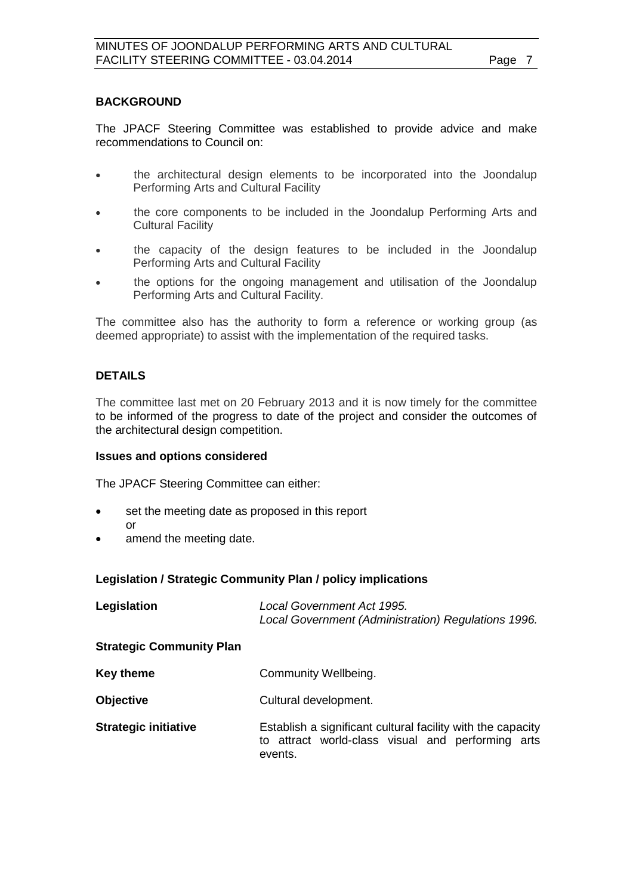## BACKGROUND

The JPACF Steering Committee was established to provide advice and make recommendations to Council on:

- the architectural design elements to be incorporated into the Joondalup Performing Arts and Cultural Facility
- the core components to be included in the Joondalup Performing Arts and Cultural Facility
- the capacity of the design features to be included in the Joondalup Performing Arts and Cultural Facility
- the options for the ongoing management and utilisation of the Joondalup Performing Arts and Cultural Facility.

The committee also has the authority to form a reference or working group (as deemed appropriate) to assist with the implementation of the required tasks.

## DETAILS

The committee last met on 20 February 2013 and it is now timely for the committee to be informed of the progress to date of the project and consider the outcomes of the architectural design competition.

### Issues and options considered

The JPACF Steering Committee can either:

- set the meeting date as proposed in this report
  or
- amend the meeting date.

### Legislation / Strategic Community Plan / policy implications

| | |
|---|---|
| **Legislation** | *Local Government Act 1995.*<br>*Local Government (Administration) Regulations 1996.* |
| **Strategic Community Plan** | |
| **Key theme** | Community Wellbeing. |
| **Objective** | Cultural development. |
| **Strategic initiative** | Establish a significant cultural facility with the capacity to attract world-class visual and performing arts events. |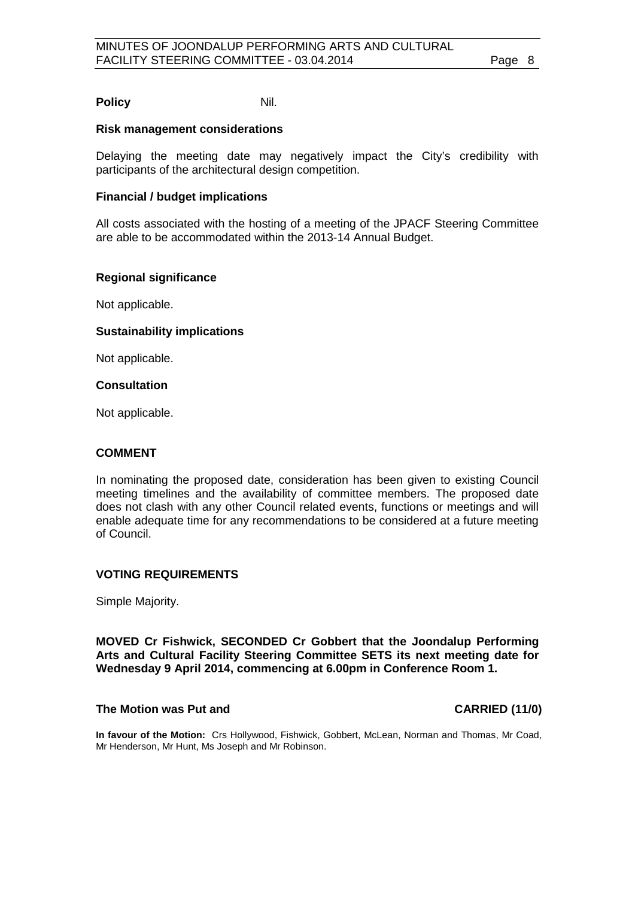**Policy** Nil.

**Risk management considerations**

Delaying the meeting date may negatively impact the City's credibility with participants of the architectural design competition.

**Financial / budget implications**

All costs associated with the hosting of a meeting of the JPACF Steering Committee are able to be accommodated within the 2013-14 Annual Budget.

**Regional significance**

Not applicable.

**Sustainability implications**

Not applicable.

**Consultation**

Not applicable.

## COMMENT

In nominating the proposed date, consideration has been given to existing Council meeting timelines and the availability of committee members. The proposed date does not clash with any other Council related events, functions or meetings and will enable adequate time for any recommendations to be considered at a future meeting of Council.

## VOTING REQUIREMENTS

Simple Majority.

**MOVED Cr Fishwick, SECONDED Cr Gobbert that the Joondalup Performing Arts and Cultural Facility Steering Committee SETS its next meeting date for Wednesday 9 April 2014, commencing at 6.00pm in Conference Room 1.**

**The Motion was Put and CARRIED (11/0)**

**In favour of the Motion:** Crs Hollywood, Fishwick, Gobbert, McLean, Norman and Thomas, Mr Coad, Mr Henderson, Mr Hunt, Ms Joseph and Mr Robinson.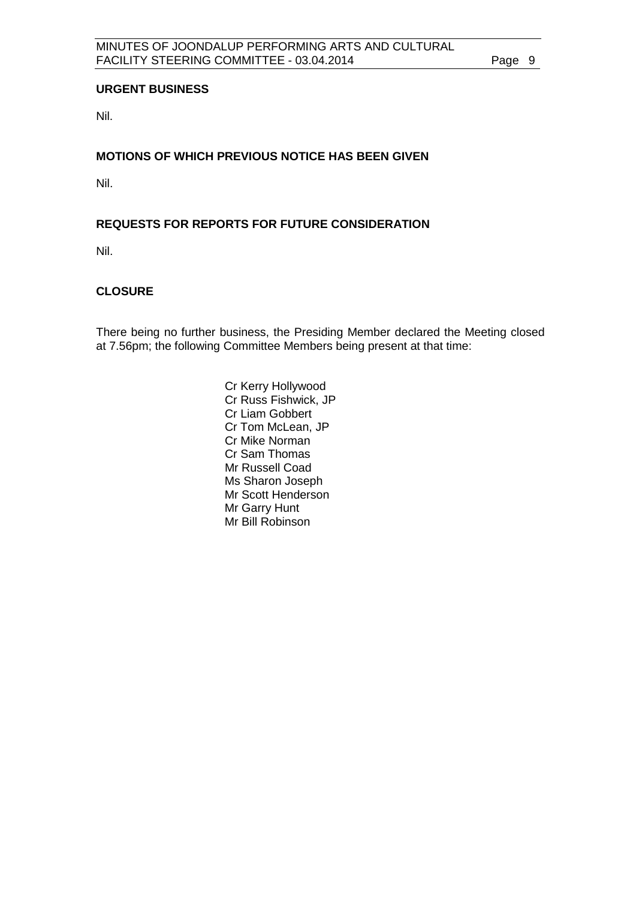## URGENT BUSINESS

Nil.

## MOTIONS OF WHICH PREVIOUS NOTICE HAS BEEN GIVEN

Nil.

## REQUESTS FOR REPORTS FOR FUTURE CONSIDERATION

Nil.

## CLOSURE

There being no further business, the Presiding Member declared the Meeting closed at 7.56pm; the following Committee Members being present at that time:

Cr Kerry Hollywood  
Cr Russ Fishwick, JP  
Cr Liam Gobbert  
Cr Tom McLean, JP  
Cr Mike Norman  
Cr Sam Thomas  
Mr Russell Coad  
Ms Sharon Joseph  
Mr Scott Henderson  
Mr Garry Hunt  
Mr Bill Robinson